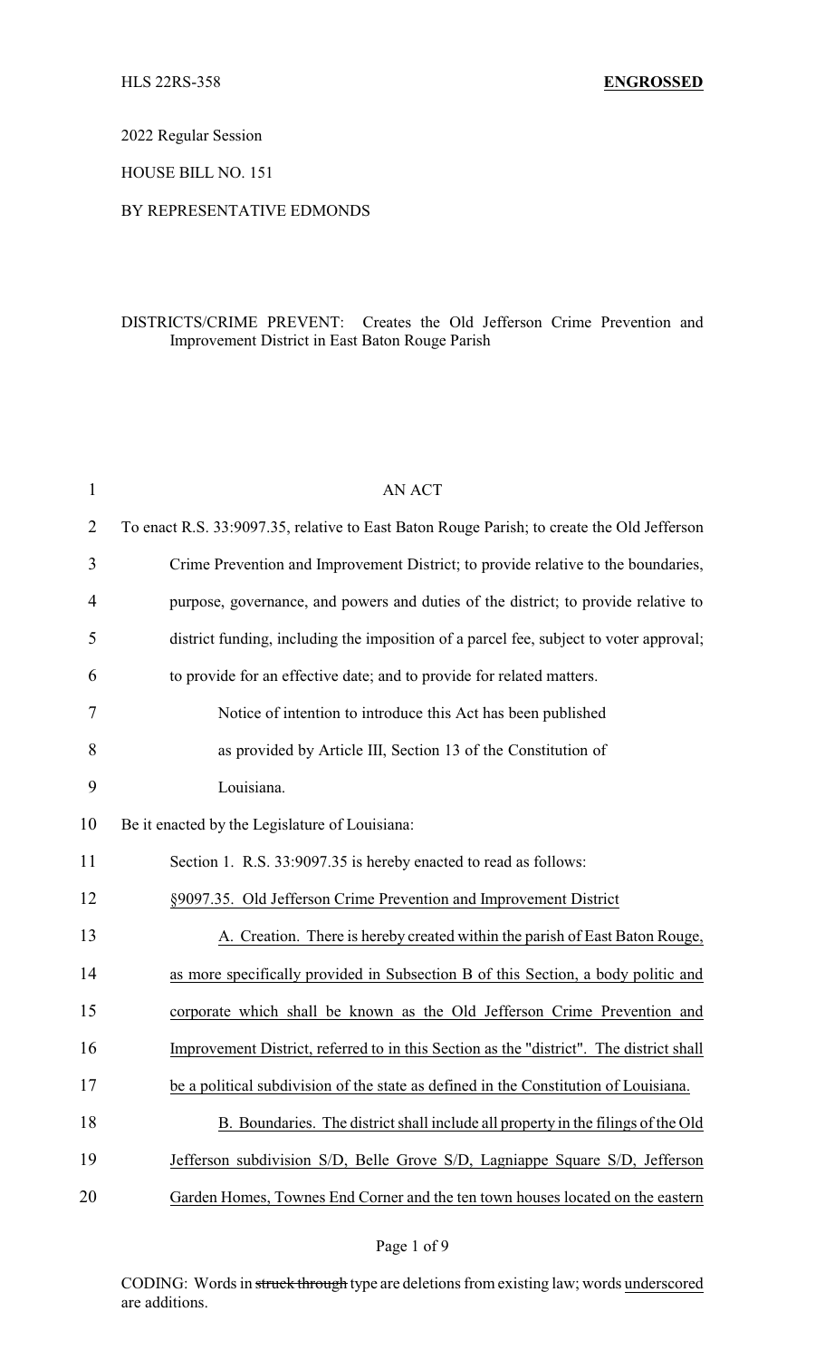HLS 22RS-358 **ENGROSSED**

2022 Regular Session

HOUSE BILL NO. 151

BY REPRESENTATIVE EDMONDS

DISTRICTS/CRIME PREVENT: Creates the Old Jefferson Crime Prevention and Improvement District in East Baton Rouge Parish

AN ACT

To enact R.S. 33:9097.35, relative to East Baton Rouge Parish; to create the Old Jefferson Crime Prevention and Improvement District; to provide relative to the boundaries, purpose, governance, and powers and duties of the district; to provide relative to district funding, including the imposition of a parcel fee, subject to voter approval; to provide for an effective date; and to provide for related matters.

Notice of intention to introduce this Act has been published as provided by Article III, Section 13 of the Constitution of Louisiana.

Be it enacted by the Legislature of Louisiana:

Section 1. R.S. 33:9097.35 is hereby enacted to read as follows:

§9097.35. Old Jefferson Crime Prevention and Improvement District

A. Creation. There is hereby created within the parish of East Baton Rouge, as more specifically provided in Subsection B of this Section, a body politic and corporate which shall be known as the Old Jefferson Crime Prevention and Improvement District, referred to in this Section as the "district". The district shall be a political subdivision of the state as defined in the Constitution of Louisiana.

B. Boundaries. The district shall include all property in the filings of the Old Jefferson subdivision S/D, Belle Grove S/D, Lagniappe Square S/D, Jefferson Garden Homes, Townes End Corner and the ten town houses located on the eastern

CODING: Words in ~~struck through~~ type are deletions from existing law; words underscored are additions.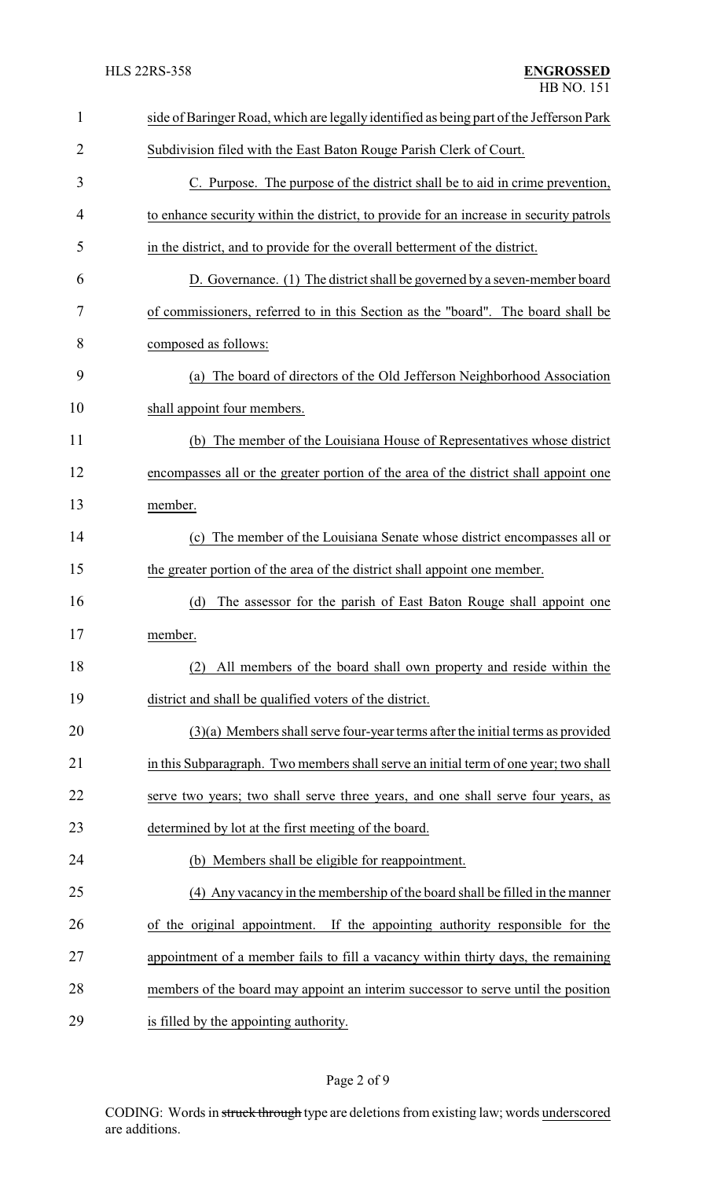side of Baringer Road, which are legally identified as being part of the Jefferson Park Subdivision filed with the East Baton Rouge Parish Clerk of Court.

C. Purpose. The purpose of the district shall be to aid in crime prevention, to enhance security within the district, to provide for an increase in security patrols in the district, and to provide for the overall betterment of the district.

D. Governance. (1) The district shall be governed by a seven-member board of commissioners, referred to in this Section as the "board". The board shall be composed as follows:

(a) The board of directors of the Old Jefferson Neighborhood Association shall appoint four members.

(b) The member of the Louisiana House of Representatives whose district encompasses all or the greater portion of the area of the district shall appoint one member.

(c) The member of the Louisiana Senate whose district encompasses all or the greater portion of the area of the district shall appoint one member.

(d) The assessor for the parish of East Baton Rouge shall appoint one member.

(2) All members of the board shall own property and reside within the district and shall be qualified voters of the district.

(3)(a) Members shall serve four-year terms after the initial terms as provided in this Subparagraph. Two members shall serve an initial term of one year; two shall serve two years; two shall serve three years, and one shall serve four years, as determined by lot at the first meeting of the board.

(b) Members shall be eligible for reappointment.

(4) Any vacancy in the membership of the board shall be filled in the manner of the original appointment. If the appointing authority responsible for the appointment of a member fails to fill a vacancy within thirty days, the remaining members of the board may appoint an interim successor to serve until the position is filled by the appointing authority.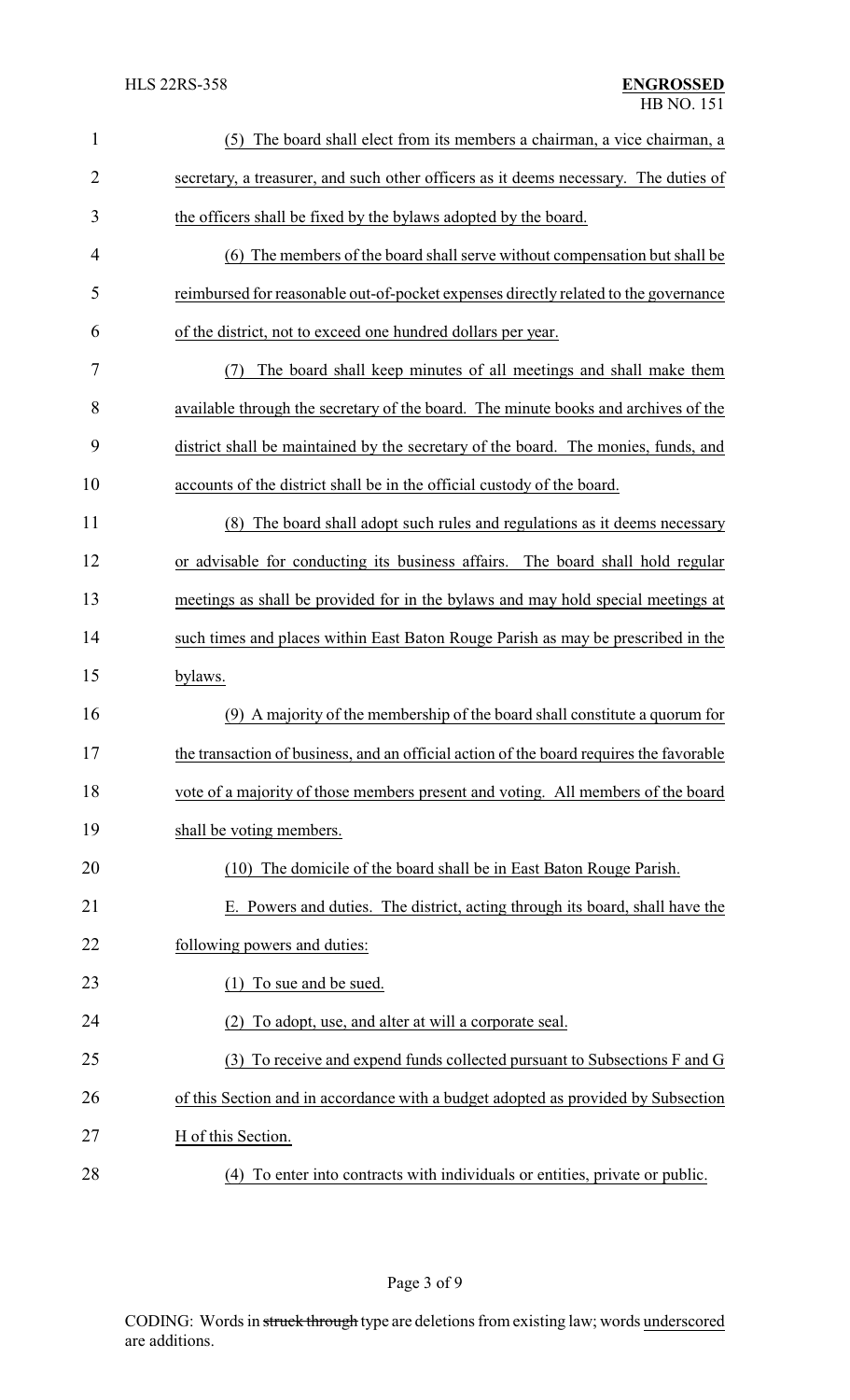(5) The board shall elect from its members a chairman, a vice chairman, a secretary, a treasurer, and such other officers as it deems necessary. The duties of the officers shall be fixed by the bylaws adopted by the board.

(6) The members of the board shall serve without compensation but shall be reimbursed for reasonable out-of-pocket expenses directly related to the governance of the district, not to exceed one hundred dollars per year.

(7) The board shall keep minutes of all meetings and shall make them available through the secretary of the board. The minute books and archives of the district shall be maintained by the secretary of the board. The monies, funds, and accounts of the district shall be in the official custody of the board.

(8) The board shall adopt such rules and regulations as it deems necessary or advisable for conducting its business affairs. The board shall hold regular meetings as shall be provided for in the bylaws and may hold special meetings at such times and places within East Baton Rouge Parish as may be prescribed in the bylaws.

(9) A majority of the membership of the board shall constitute a quorum for the transaction of business, and an official action of the board requires the favorable vote of a majority of those members present and voting. All members of the board shall be voting members.

(10) The domicile of the board shall be in East Baton Rouge Parish.

E. Powers and duties. The district, acting through its board, shall have the following powers and duties:

(1) To sue and be sued.

(2) To adopt, use, and alter at will a corporate seal.

(3) To receive and expend funds collected pursuant to Subsections F and G of this Section and in accordance with a budget adopted as provided by Subsection H of this Section.

(4) To enter into contracts with individuals or entities, private or public.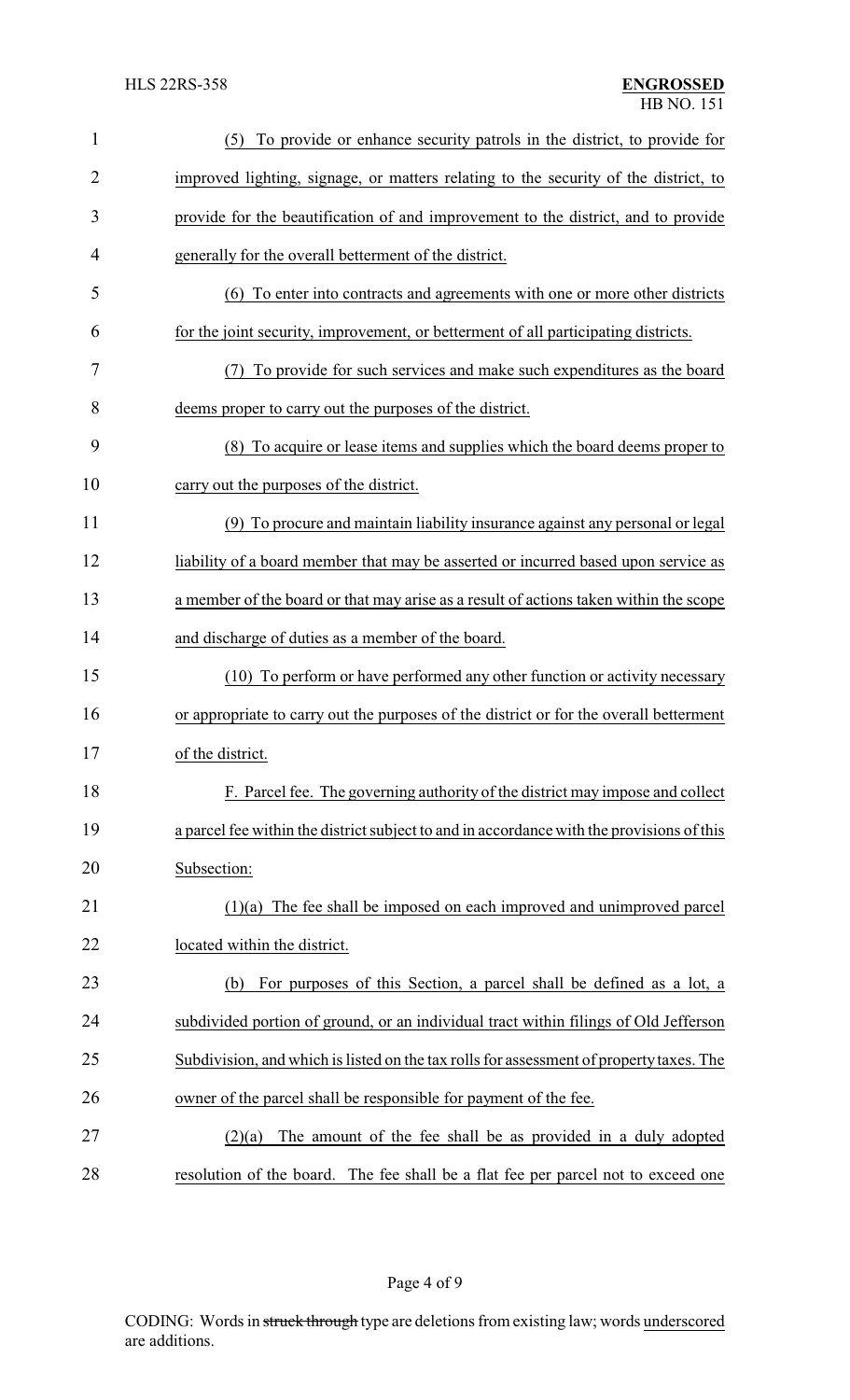(5) To provide or enhance security patrols in the district, to provide for improved lighting, signage, or matters relating to the security of the district, to provide for the beautification of and improvement to the district, and to provide generally for the overall betterment of the district.

(6) To enter into contracts and agreements with one or more other districts for the joint security, improvement, or betterment of all participating districts.

(7) To provide for such services and make such expenditures as the board deems proper to carry out the purposes of the district.

(8) To acquire or lease items and supplies which the board deems proper to carry out the purposes of the district.

(9) To procure and maintain liability insurance against any personal or legal liability of a board member that may be asserted or incurred based upon service as a member of the board or that may arise as a result of actions taken within the scope and discharge of duties as a member of the board.

(10) To perform or have performed any other function or activity necessary or appropriate to carry out the purposes of the district or for the overall betterment of the district.

F. Parcel fee. The governing authority of the district may impose and collect a parcel fee within the district subject to and in accordance with the provisions of this Subsection:

(1)(a) The fee shall be imposed on each improved and unimproved parcel located within the district.

(b) For purposes of this Section, a parcel shall be defined as a lot, a subdivided portion of ground, or an individual tract within filings of Old Jefferson Subdivision, and which is listed on the tax rolls for assessment of property taxes. The owner of the parcel shall be responsible for payment of the fee.

(2)(a) The amount of the fee shall be as provided in a duly adopted resolution of the board. The fee shall be a flat fee per parcel not to exceed one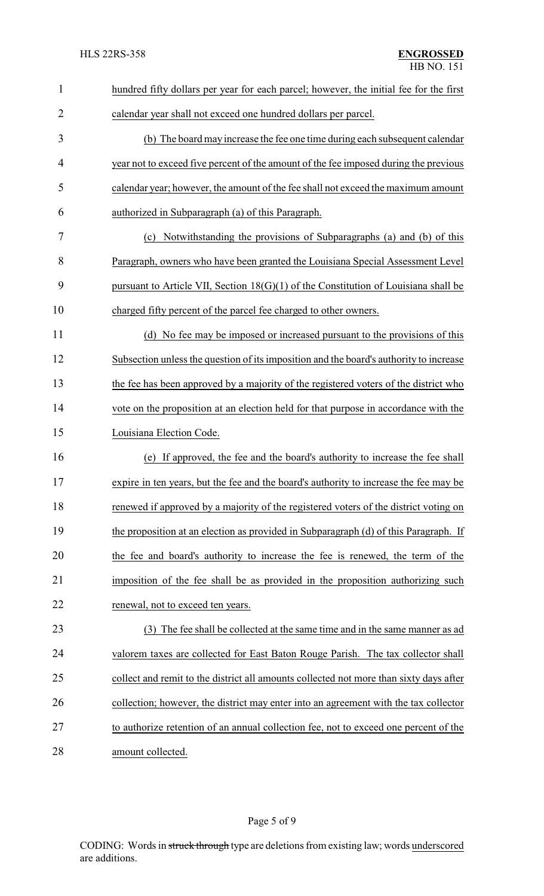hundred fifty dollars per year for each parcel; however, the initial fee for the first calendar year shall not exceed one hundred dollars per parcel.

(b) The board may increase the fee one time during each subsequent calendar year not to exceed five percent of the amount of the fee imposed during the previous calendar year; however, the amount of the fee shall not exceed the maximum amount authorized in Subparagraph (a) of this Paragraph.

(c) Notwithstanding the provisions of Subparagraphs (a) and (b) of this Paragraph, owners who have been granted the Louisiana Special Assessment Level pursuant to Article VII, Section 18(G)(1) of the Constitution of Louisiana shall be charged fifty percent of the parcel fee charged to other owners.

(d) No fee may be imposed or increased pursuant to the provisions of this Subsection unless the question of its imposition and the board's authority to increase the fee has been approved by a majority of the registered voters of the district who vote on the proposition at an election held for that purpose in accordance with the Louisiana Election Code.

(e) If approved, the fee and the board's authority to increase the fee shall expire in ten years, but the fee and the board's authority to increase the fee may be renewed if approved by a majority of the registered voters of the district voting on the proposition at an election as provided in Subparagraph (d) of this Paragraph. If the fee and board's authority to increase the fee is renewed, the term of the imposition of the fee shall be as provided in the proposition authorizing such renewal, not to exceed ten years.

(3) The fee shall be collected at the same time and in the same manner as ad valorem taxes are collected for East Baton Rouge Parish. The tax collector shall collect and remit to the district all amounts collected not more than sixty days after collection; however, the district may enter into an agreement with the tax collector to authorize retention of an annual collection fee, not to exceed one percent of the amount collected.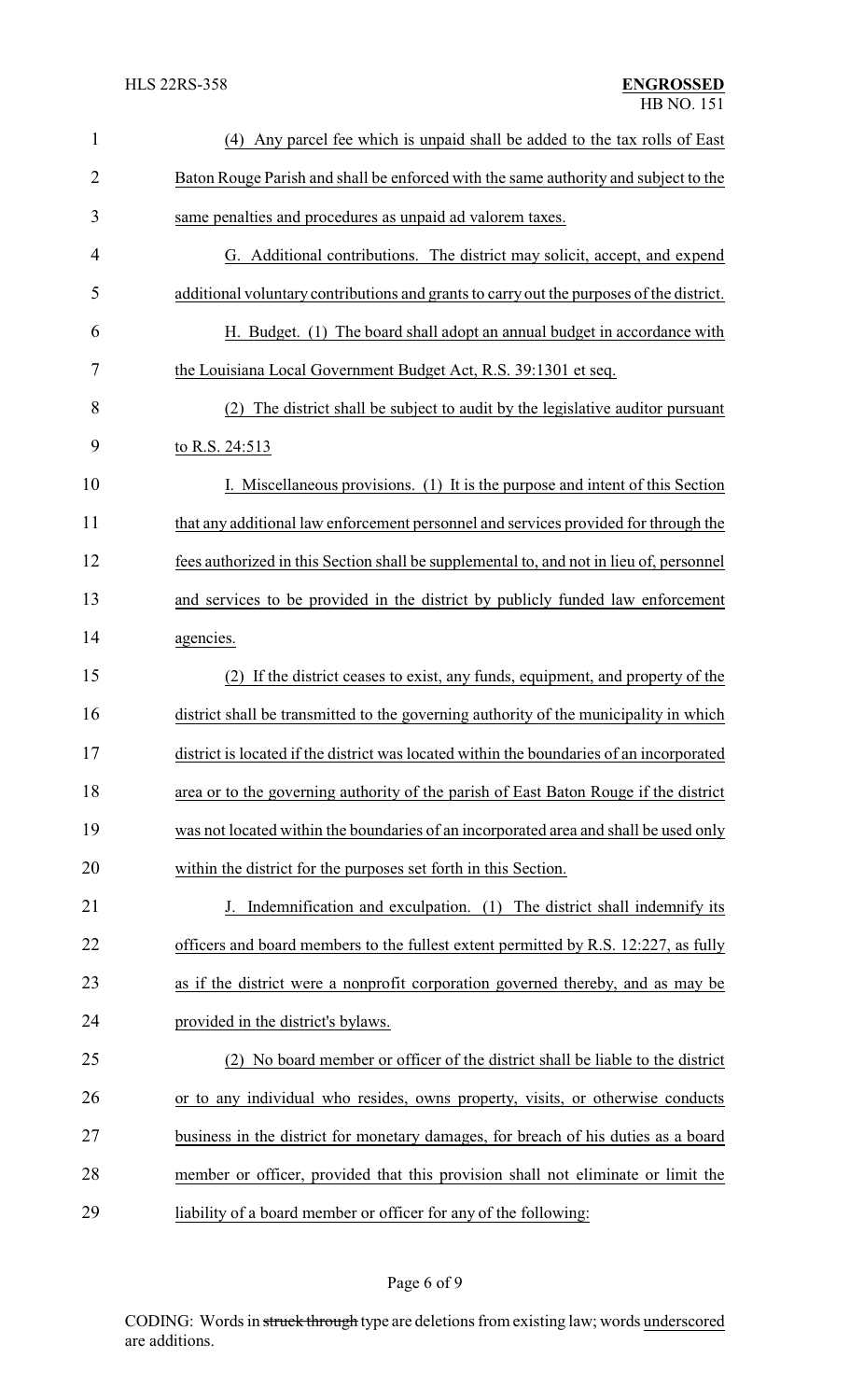(4) Any parcel fee which is unpaid shall be added to the tax rolls of East Baton Rouge Parish and shall be enforced with the same authority and subject to the same penalties and procedures as unpaid ad valorem taxes.

G. Additional contributions. The district may solicit, accept, and expend additional voluntary contributions and grants to carry out the purposes of the district.

H. Budget. (1) The board shall adopt an annual budget in accordance with the Louisiana Local Government Budget Act, R.S. 39:1301 et seq.

(2) The district shall be subject to audit by the legislative auditor pursuant to R.S. 24:513

I. Miscellaneous provisions. (1) It is the purpose and intent of this Section that any additional law enforcement personnel and services provided for through the fees authorized in this Section shall be supplemental to, and not in lieu of, personnel and services to be provided in the district by publicly funded law enforcement agencies.

(2) If the district ceases to exist, any funds, equipment, and property of the district shall be transmitted to the governing authority of the municipality in which district is located if the district was located within the boundaries of an incorporated area or to the governing authority of the parish of East Baton Rouge if the district was not located within the boundaries of an incorporated area and shall be used only within the district for the purposes set forth in this Section.

J. Indemnification and exculpation. (1) The district shall indemnify its officers and board members to the fullest extent permitted by R.S. 12:227, as fully as if the district were a nonprofit corporation governed thereby, and as may be provided in the district's bylaws.

(2) No board member or officer of the district shall be liable to the district or to any individual who resides, owns property, visits, or otherwise conducts business in the district for monetary damages, for breach of his duties as a board member or officer, provided that this provision shall not eliminate or limit the liability of a board member or officer for any of the following: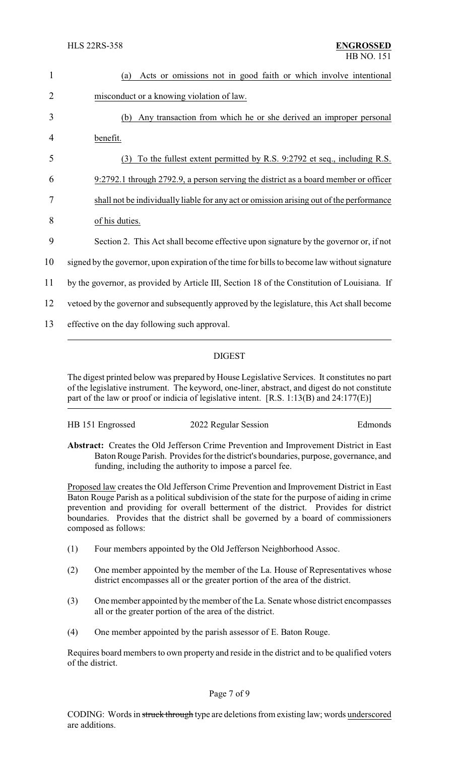(a) Acts or omissions not in good faith or which involve intentional misconduct or a knowing violation of law.

(b) Any transaction from which he or she derived an improper personal benefit.

(3) To the fullest extent permitted by R.S. 9:2792 et seq., including R.S. 9:2792.1 through 2792.9, a person serving the district as a board member or officer shall not be individually liable for any act or omission arising out of the performance of his duties.

Section 2. This Act shall become effective upon signature by the governor or, if not signed by the governor, upon expiration of the time for bills to become law without signature by the governor, as provided by Article III, Section 18 of the Constitution of Louisiana. If vetoed by the governor and subsequently approved by the legislature, this Act shall become effective on the day following such approval.

## DIGEST

The digest printed below was prepared by House Legislative Services. It constitutes no part of the legislative instrument. The keyword, one-liner, abstract, and digest do not constitute part of the law or proof or indicia of legislative intent. [R.S. 1:13(B) and 24:177(E)]

HB 151 Engrossed | 2022 Regular Session | Edmonds

**Abstract:** Creates the Old Jefferson Crime Prevention and Improvement District in East Baton Rouge Parish. Provides for the district's boundaries, purpose, governance, and funding, including the authority to impose a parcel fee.

Proposed law creates the Old Jefferson Crime Prevention and Improvement District in East Baton Rouge Parish as a political subdivision of the state for the purpose of aiding in crime prevention and providing for overall betterment of the district. Provides for district boundaries. Provides that the district shall be governed by a board of commissioners composed as follows:

(1) Four members appointed by the Old Jefferson Neighborhood Assoc.

(2) One member appointed by the member of the La. House of Representatives whose district encompasses all or the greater portion of the area of the district.

(3) One member appointed by the member of the La. Senate whose district encompasses all or the greater portion of the area of the district.

(4) One member appointed by the parish assessor of E. Baton Rouge.

Requires board members to own property and reside in the district and to be qualified voters of the district.

CODING: Words in ~~struck through~~ type are deletions from existing law; words underscored are additions.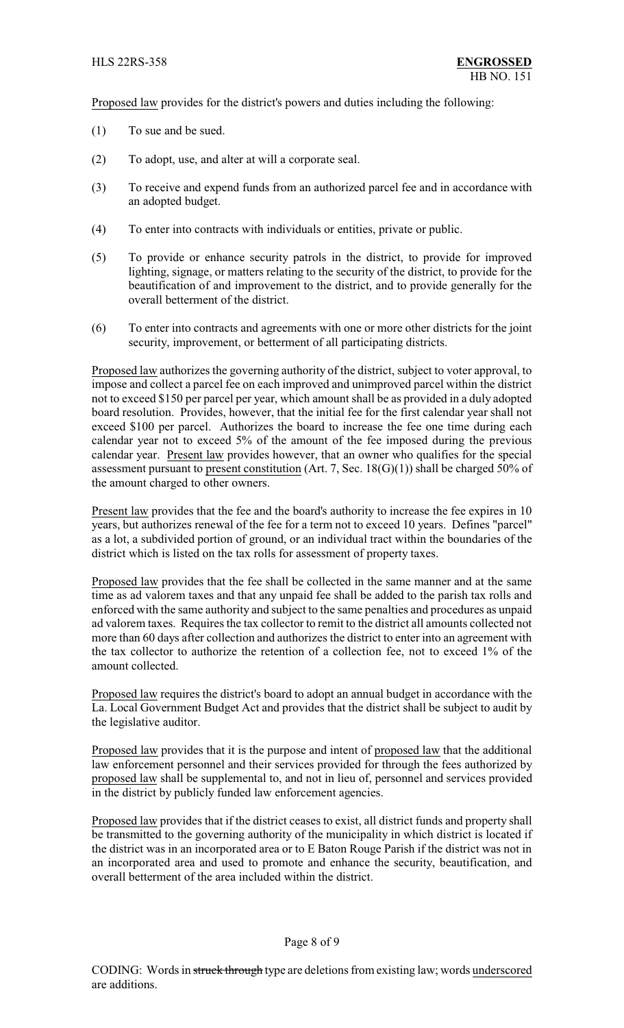Proposed law provides for the district's powers and duties including the following:

(1) To sue and be sued.

(2) To adopt, use, and alter at will a corporate seal.

(3) To receive and expend funds from an authorized parcel fee and in accordance with an adopted budget.

(4) To enter into contracts with individuals or entities, private or public.

(5) To provide or enhance security patrols in the district, to provide for improved lighting, signage, or matters relating to the security of the district, to provide for the beautification of and improvement to the district, and to provide generally for the overall betterment of the district.

(6) To enter into contracts and agreements with one or more other districts for the joint security, improvement, or betterment of all participating districts.

Proposed law authorizes the governing authority of the district, subject to voter approval, to impose and collect a parcel fee on each improved and unimproved parcel within the district not to exceed $150 per parcel per year, which amount shall be as provided in a duly adopted board resolution. Provides, however, that the initial fee for the first calendar year shall not exceed $100 per parcel. Authorizes the board to increase the fee one time during each calendar year not to exceed 5% of the amount of the fee imposed during the previous calendar year. Present law provides however, that an owner who qualifies for the special assessment pursuant to present constitution (Art. 7, Sec. 18(G)(1)) shall be charged 50% of the amount charged to other owners.

Present law provides that the fee and the board's authority to increase the fee expires in 10 years, but authorizes renewal of the fee for a term not to exceed 10 years. Defines "parcel" as a lot, a subdivided portion of ground, or an individual tract within the boundaries of the district which is listed on the tax rolls for assessment of property taxes.

Proposed law provides that the fee shall be collected in the same manner and at the same time as ad valorem taxes and that any unpaid fee shall be added to the parish tax rolls and enforced with the same authority and subject to the same penalties and procedures as unpaid ad valorem taxes. Requires the tax collector to remit to the district all amounts collected not more than 60 days after collection and authorizes the district to enter into an agreement with the tax collector to authorize the retention of a collection fee, not to exceed 1% of the amount collected.

Proposed law requires the district's board to adopt an annual budget in accordance with the La. Local Government Budget Act and provides that the district shall be subject to audit by the legislative auditor.

Proposed law provides that it is the purpose and intent of proposed law that the additional law enforcement personnel and their services provided for through the fees authorized by proposed law shall be supplemental to, and not in lieu of, personnel and services provided in the district by publicly funded law enforcement agencies.

Proposed law provides that if the district ceases to exist, all district funds and property shall be transmitted to the governing authority of the municipality in which district is located if the district was in an incorporated area or to E Baton Rouge Parish if the district was not in an incorporated area and used to promote and enhance the security, beautification, and overall betterment of the area included within the district.

CODING: Words in ~~struck through~~ type are deletions from existing law; words underscored are additions.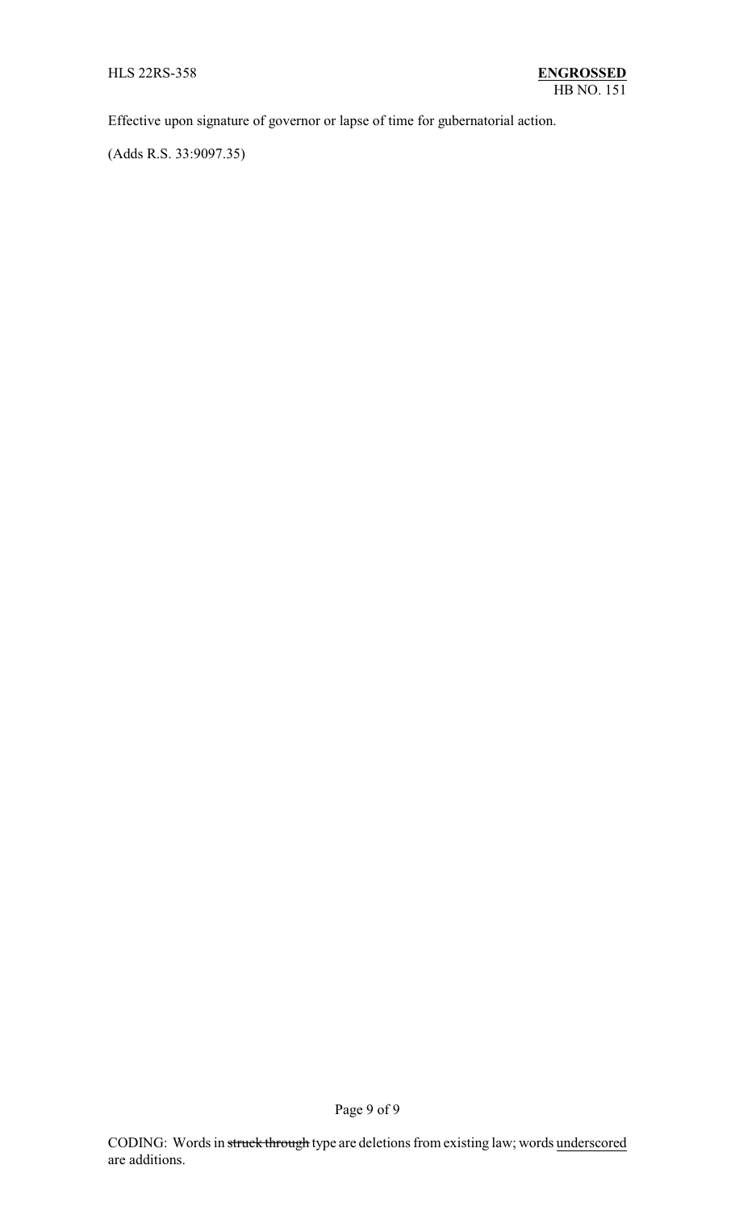Effective upon signature of governor or lapse of time for gubernatorial action.

(Adds R.S. 33:9097.35)